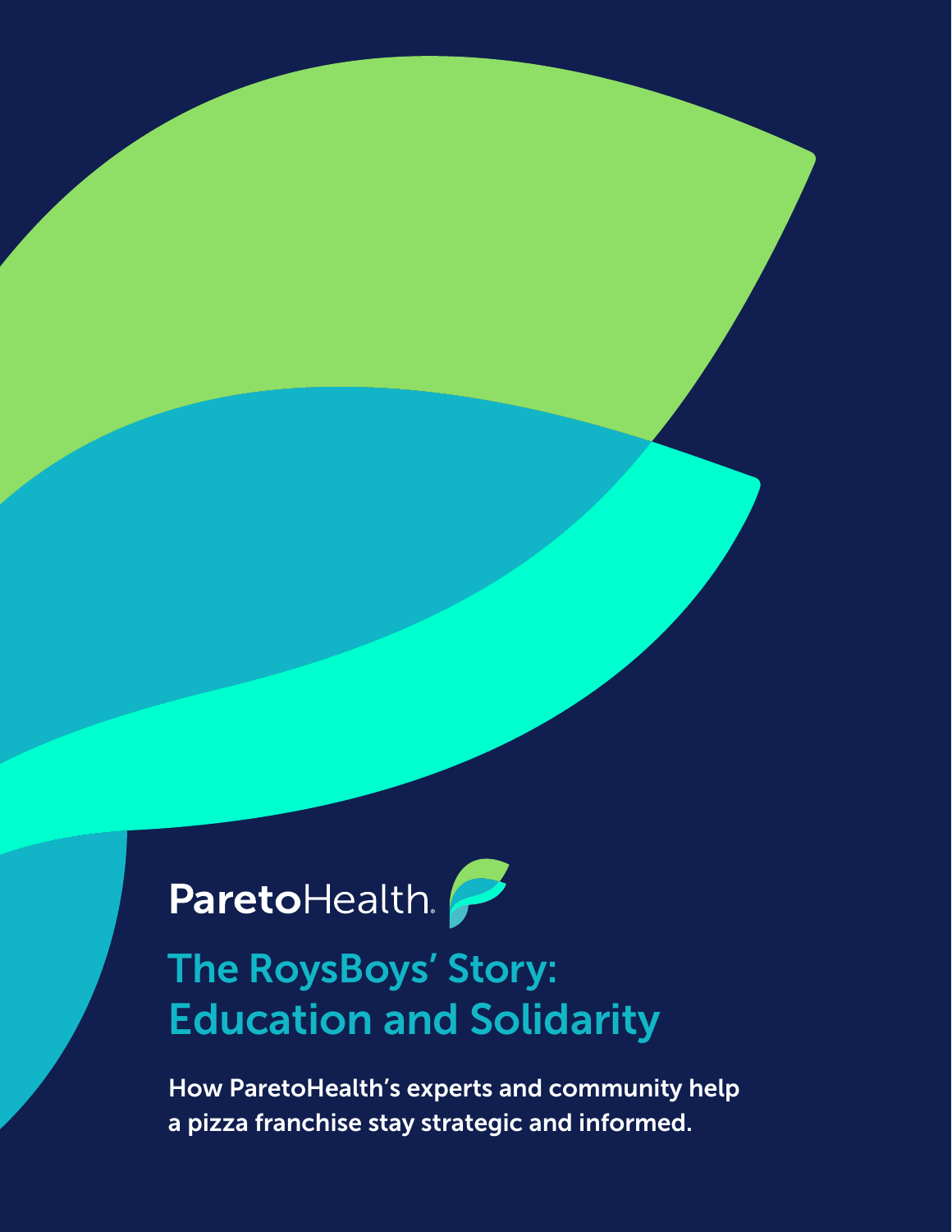ParetoHealth

# The RoysBoys' Story: Education and Solidarity

**How ParetoHealth's experts and community help a pizza franchise stay strategic and informed.**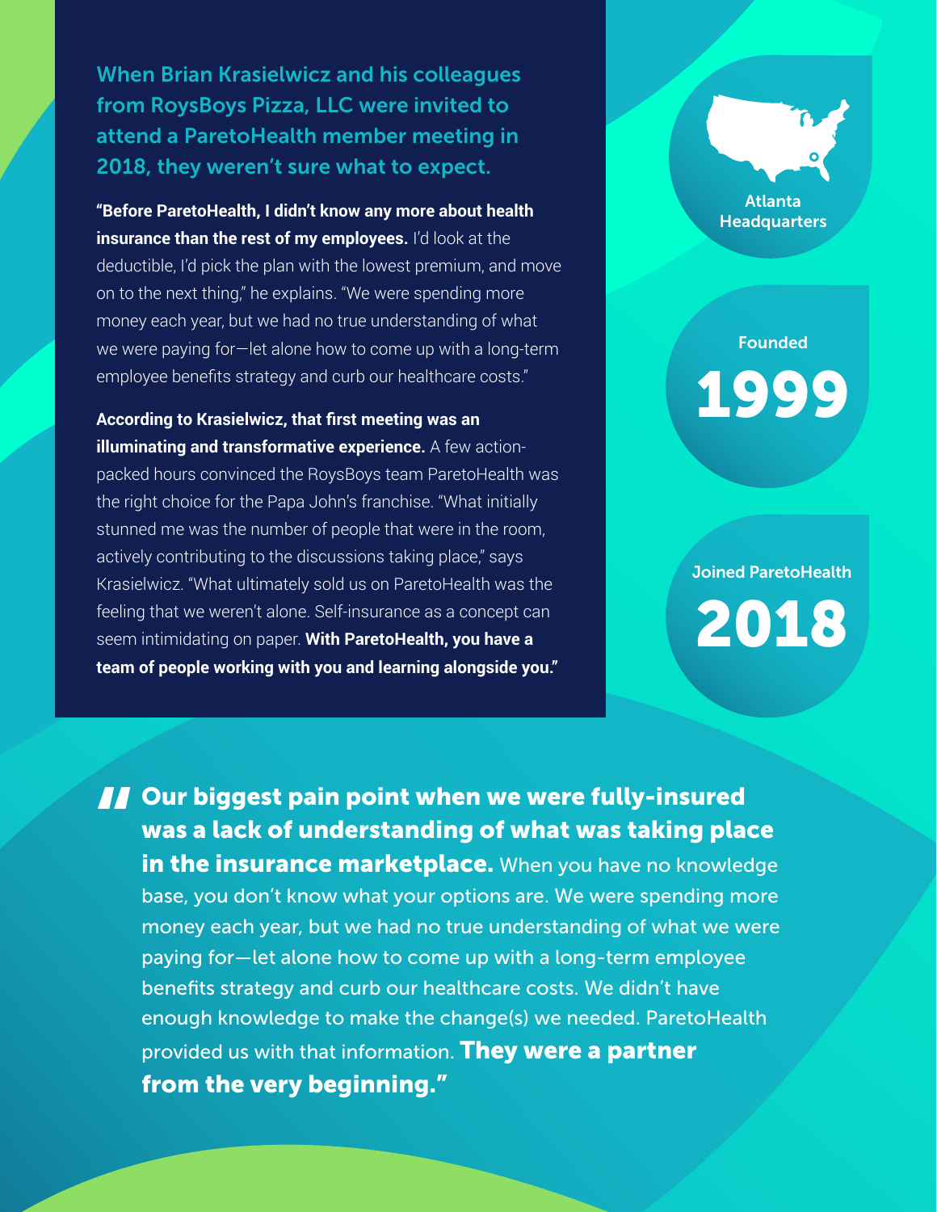**When Brian Krasielwicz and his colleagues from RoysBoys Pizza, LLC were invited to attend a ParetoHealth member meeting in 2018, they weren't sure what to expect.**

**"Before ParetoHealth, I didn't know any more about health insurance than the rest of my employees.** I'd look at the deductible, I'd pick the plan with the lowest premium, and move on to the next thing," he explains. "We were spending more money each year, but we had no true understanding of what we were paying for—let alone how to come up with a long-term employee benefits strategy and curb our healthcare costs."

**According to Krasielwicz, that first meeting was an illuminating and transformative experience.** A few action-packed hours convinced the RoysBoys team ParetoHealth was the right choice for the Papa John's franchise. "What initially stunned me was the number of people that were in the room, actively contributing to the discussions taking place," says Krasielwicz. "What ultimately sold us on ParetoHealth was the feeling that we weren't alone. Self-insurance as a concept can seem intimidating on paper. **With ParetoHealth, you have a team of people working with you and learning alongside you."**

Atlanta Headquarters

Founded
**1999**

Joined ParetoHealth
**2018**

> **"Our biggest pain point when we were fully-insured was a lack of understanding of what was taking place in the insurance marketplace.** When you have no knowledge base, you don't know what your options are. We were spending more money each year, but we had no true understanding of what we were paying for—let alone how to come up with a long-term employee benefits strategy and curb our healthcare costs. We didn't have enough knowledge to make the change(s) we needed. ParetoHealth provided us with that information. **They were a partner from the very beginning."**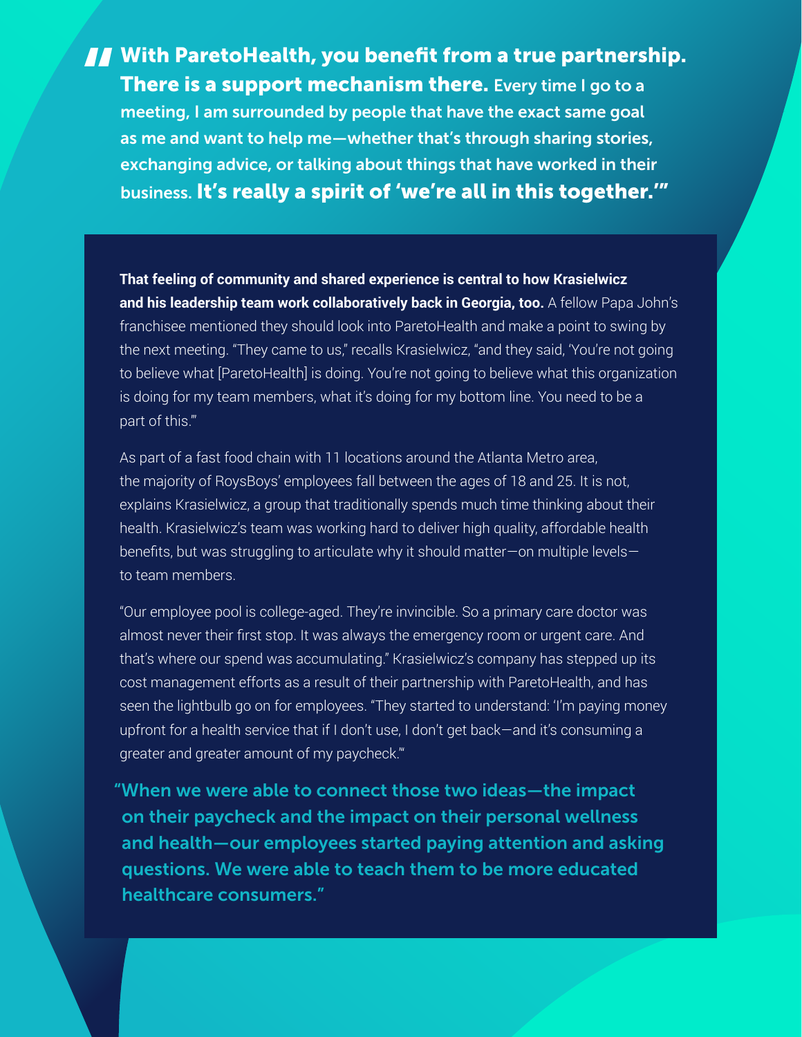> **"With ParetoHealth, you benefit from a true partnership. There is a support mechanism there.** Every time I go to a meeting, I am surrounded by people that have the exact same goal as me and want to help me—whether that's through sharing stories, exchanging advice, or talking about things that have worked in their business. **It's really a spirit of 'we're all in this together.'"**

**That feeling of community and shared experience is central to how Krasielwicz and his leadership team work collaboratively back in Georgia, too.** A fellow Papa John's franchisee mentioned they should look into ParetoHealth and make a point to swing by the next meeting. "They came to us," recalls Krasielwicz, "and they said, 'You're not going to believe what [ParetoHealth] is doing. You're not going to believe what this organization is doing for my team members, what it's doing for my bottom line. You need to be a part of this.'"

As part of a fast food chain with 11 locations around the Atlanta Metro area, the majority of RoysBoys' employees fall between the ages of 18 and 25. It is not, explains Krasielwicz, a group that traditionally spends much time thinking about their health. Krasielwicz's team was working hard to deliver high quality, affordable health benefits, but was struggling to articulate why it should matter—on multiple levels—to team members.

"Our employee pool is college-aged. They're invincible. So a primary care doctor was almost never their first stop. It was always the emergency room or urgent care. And that's where our spend was accumulating." Krasielwicz's company has stepped up its cost management efforts as a result of their partnership with ParetoHealth, and has seen the lightbulb go on for employees. "They started to understand: 'I'm paying money upfront for a health service that if I don't use, I don't get back—and it's consuming a greater and greater amount of my paycheck.'"

> "When we were able to connect those two ideas—the impact on their paycheck and the impact on their personal wellness and health—our employees started paying attention and asking questions. We were able to teach them to be more educated healthcare consumers."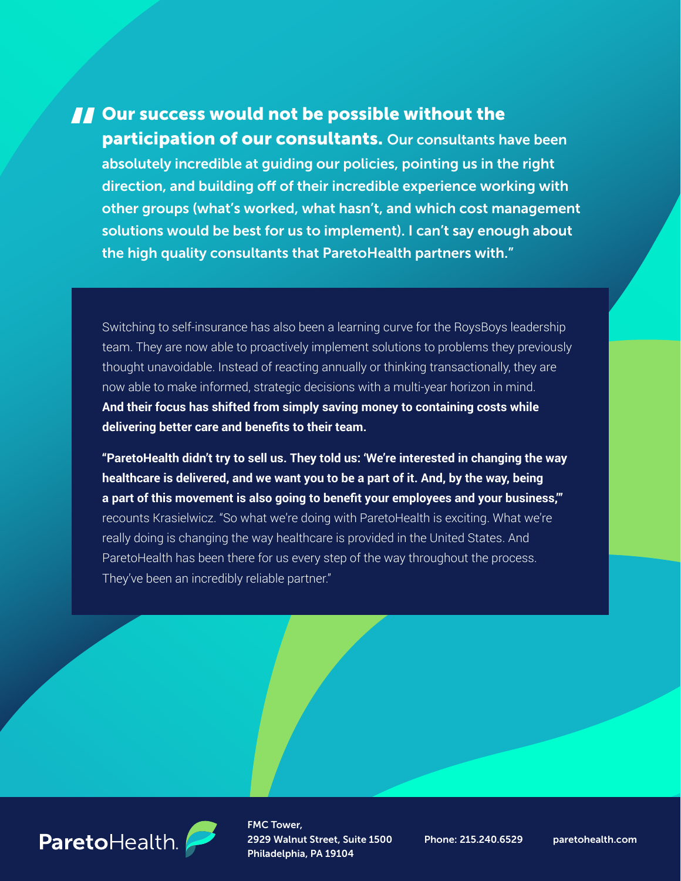> **Our success would not be possible without the participation of our consultants.** Our consultants have been absolutely incredible at guiding our policies, pointing us in the right direction, and building off of their incredible experience working with other groups (what's worked, what hasn't, and which cost management solutions would be best for us to implement). I can't say enough about the high quality consultants that ParetoHealth partners with."

Switching to self-insurance has also been a learning curve for the RoysBoys leadership team. They are now able to proactively implement solutions to problems they previously thought unavoidable. Instead of reacting annually or thinking transactionally, they are now able to make informed, strategic decisions with a multi-year horizon in mind. **And their focus has shifted from simply saving money to containing costs while delivering better care and benefits to their team.**

**"ParetoHealth didn't try to sell us. They told us: 'We're interested in changing the way healthcare is delivered, and we want you to be a part of it. And, by the way, being a part of this movement is also going to benefit your employees and your business,'"** recounts Krasielwicz. "So what we're doing with ParetoHealth is exciting. What we're really doing is changing the way healthcare is provided in the United States. And ParetoHealth has been there for us every step of the way throughout the process. They've been an incredibly reliable partner."

**ParetoHealth**

FMC Tower,
2929 Walnut Street, Suite 1500
Philadelphia, PA 19104

Phone: 215.240.6529

paretohealth.com